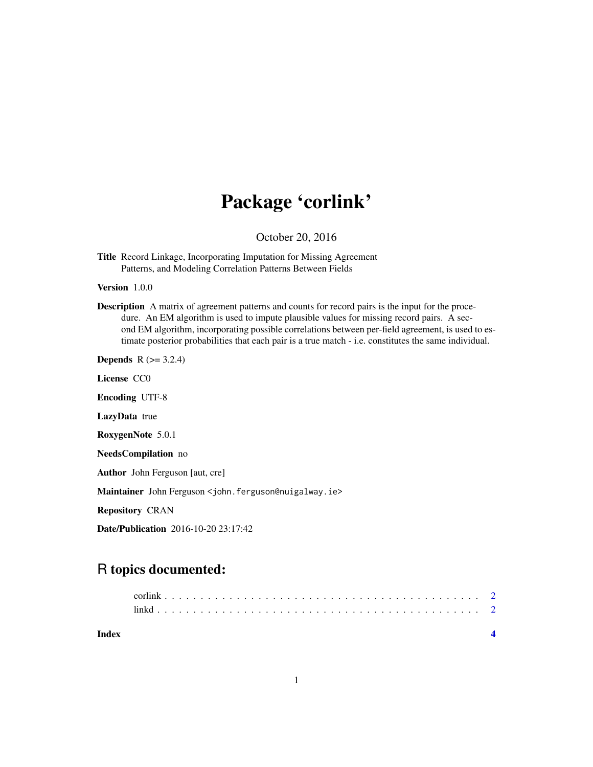# Package 'corlink'

October 20, 2016

**Title** Record Linkage, Incorporating Imputation for Missing Agreement Patterns, and Modeling Correlation Patterns Between Fields

**Version** 1.0.0

**Description** A matrix of agreement patterns and counts for record pairs is the input for the procedure. An EM algorithm is used to impute plausible values for missing record pairs. A second EM algorithm, incorporating possible correlations between per-field agreement, is used to estimate posterior probabilities that each pair is a true match - i.e. constitutes the same individual.

**Depends** R (>= 3.2.4)

**License** CC0

**Encoding** UTF-8

**LazyData** true

**RoxygenNote** 5.0.1

**NeedsCompilation** no

**Author** John Ferguson [aut, cre]

**Maintainer** John Ferguson <john.ferguson@nuigalway.ie>

**Repository** CRAN

**Date/Publication** 2016-10-20 23:17:42

## R topics documented:

corlink . . . . . . . . . . . . . . . . . . . . . . . . . . . . . . . . . . . . . . . . . . 2
linkd . . . . . . . . . . . . . . . . . . . . . . . . . . . . . . . . . . . . . . . . . . . 2

**Index** **4**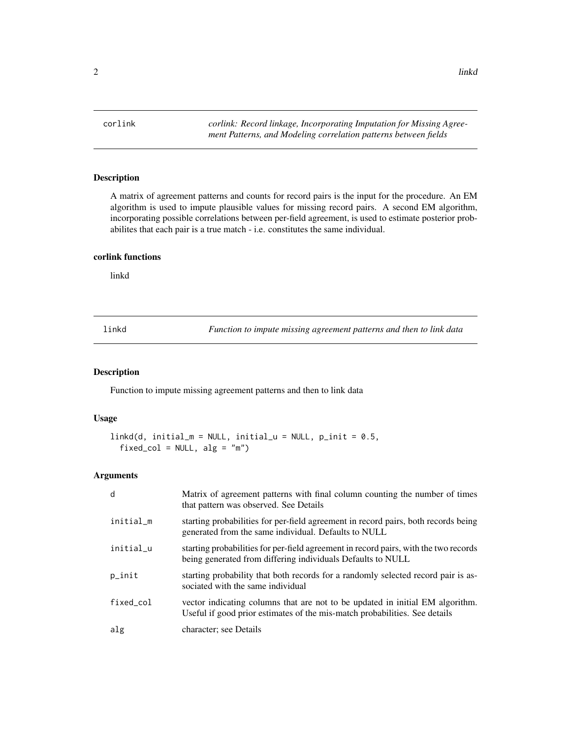# corlink — *corlink: Record linkage, Incorporating Imputation for Missing Agreement Patterns, and Modeling correlation patterns between fields*

## Description

A matrix of agreement patterns and counts for record pairs is the input for the procedure. An EM algorithm is used to impute plausible values for missing record pairs. A second EM algorithm, incorporating possible correlations between per-field agreement, is used to estimate posterior probabilites that each pair is a true match - i.e. constitutes the same individual.

## corlink functions

linkd

# linkd — *Function to impute missing agreement patterns and then to link data*

## Description

Function to impute missing agreement patterns and then to link data

## Usage

```
linkd(d, initial_m = NULL, initial_u = NULL, p_init = 0.5,
  fixed_col = NULL, alg = "m")
```

## Arguments

| Argument | Description |
|---|---|
| d | Matrix of agreement patterns with final column counting the number of times that pattern was observed. See Details |
| initial_m | starting probabilities for per-field agreement in record pairs, both records being generated from the same individual. Defaults to NULL |
| initial_u | starting probabilities for per-field agreement in record pairs, with the two records being generated from differing individuals Defaults to NULL |
| p_init | starting probability that both records for a randomly selected record pair is associated with the same individual |
| fixed_col | vector indicating columns that are not to be updated in initial EM algorithm. Useful if good prior estimates of the mis-match probabilities. See details |
| alg | character; see Details |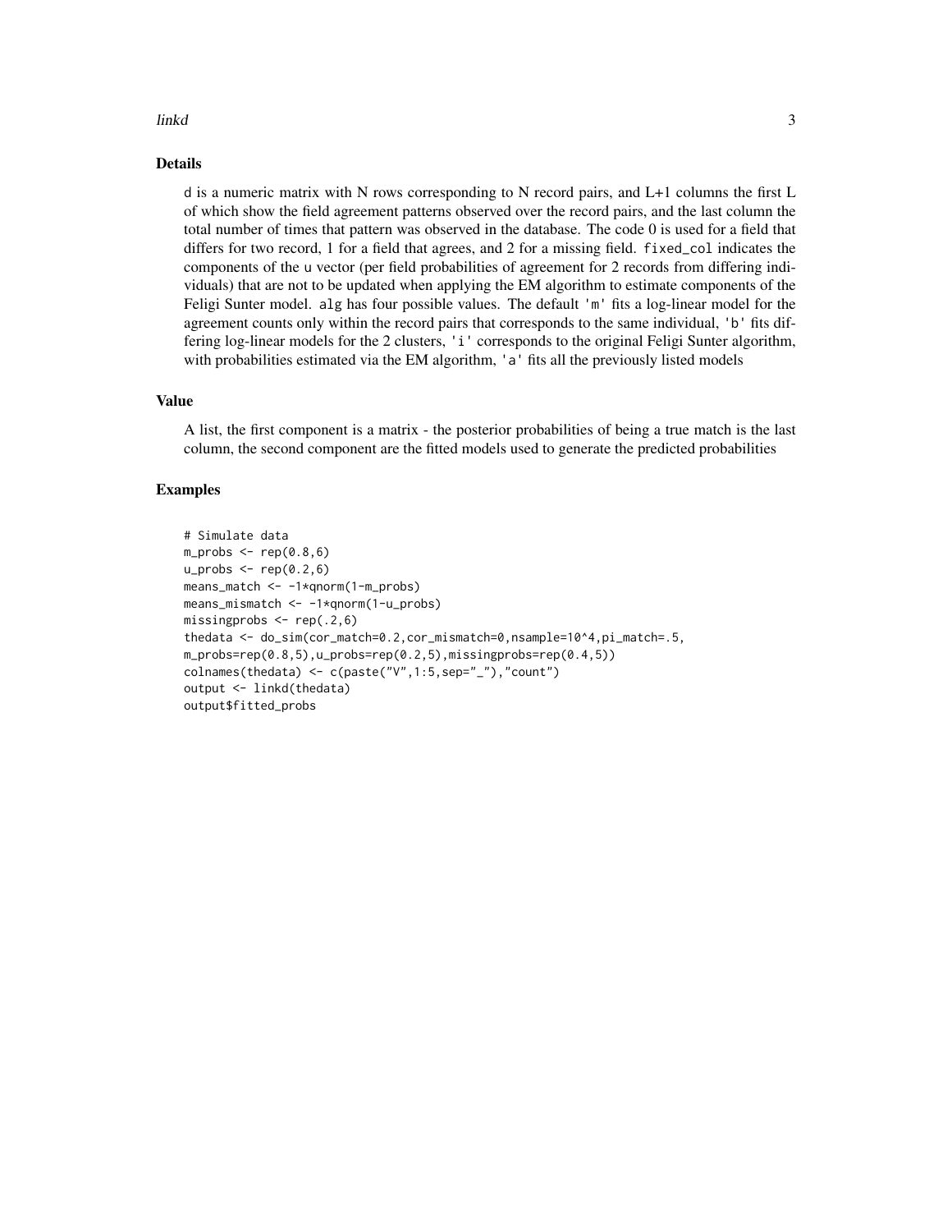## Details

`d` is a numeric matrix with N rows corresponding to N record pairs, and L+1 columns the first L of which show the field agreement patterns observed over the record pairs, and the last column the total number of times that pattern was observed in the database. The code 0 is used for a field that differs for two record, 1 for a field that agrees, and 2 for a missing field. `fixed_col` indicates the components of the u vector (per field probabilities of agreement for 2 records from differing individuals) that are not to be updated when applying the EM algorithm to estimate components of the Feligi Sunter model. `alg` has four possible values. The default `'m'` fits a log-linear model for the agreement counts only within the record pairs that corresponds to the same individual, `'b'` fits differing log-linear models for the 2 clusters, `'i'` corresponds to the original Feligi Sunter algorithm, with probabilities estimated via the EM algorithm, `'a'` fits all the previously listed models

## Value

A list, the first component is a matrix - the posterior probabilities of being a true match is the last column, the second component are the fitted models used to generate the predicted probabilities

## Examples

```
# Simulate data
m_probs <- rep(0.8,6)
u_probs <- rep(0.2,6)
means_match <- -1*qnorm(1-m_probs)
means_mismatch <- -1*qnorm(1-u_probs)
missingprobs <- rep(.2,6)
thedata <- do_sim(cor_match=0.2,cor_mismatch=0,nsample=10^4,pi_match=.5,
m_probs=rep(0.8,5),u_probs=rep(0.2,5),missingprobs=rep(0.4,5))
colnames(thedata) <- c(paste("V",1:5,sep="_"),"count")
output <- linkd(thedata)
output$fitted_probs
```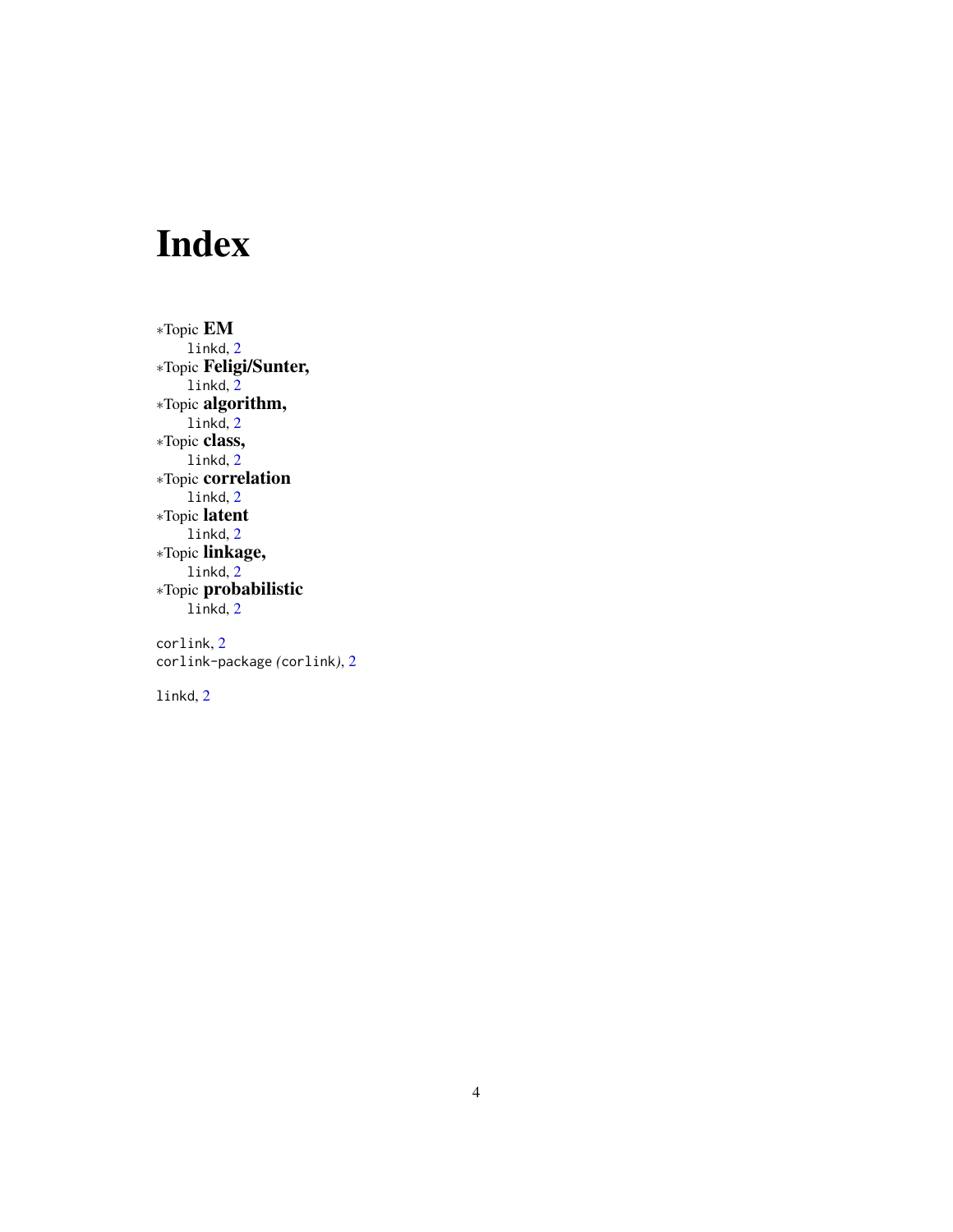# Index

*Topic **EM**
  linkd, 2

*Topic **Feligi/Sunter,**
  linkd, 2

*Topic **algorithm,**
  linkd, 2

*Topic **class,**
  linkd, 2

*Topic **correlation**
  linkd, 2

*Topic **latent**
  linkd, 2

*Topic **linkage,**
  linkd, 2

*Topic **probabilistic**
  linkd, 2

corlink, 2
corlink-package *(*corlink*)*, 2

linkd, 2